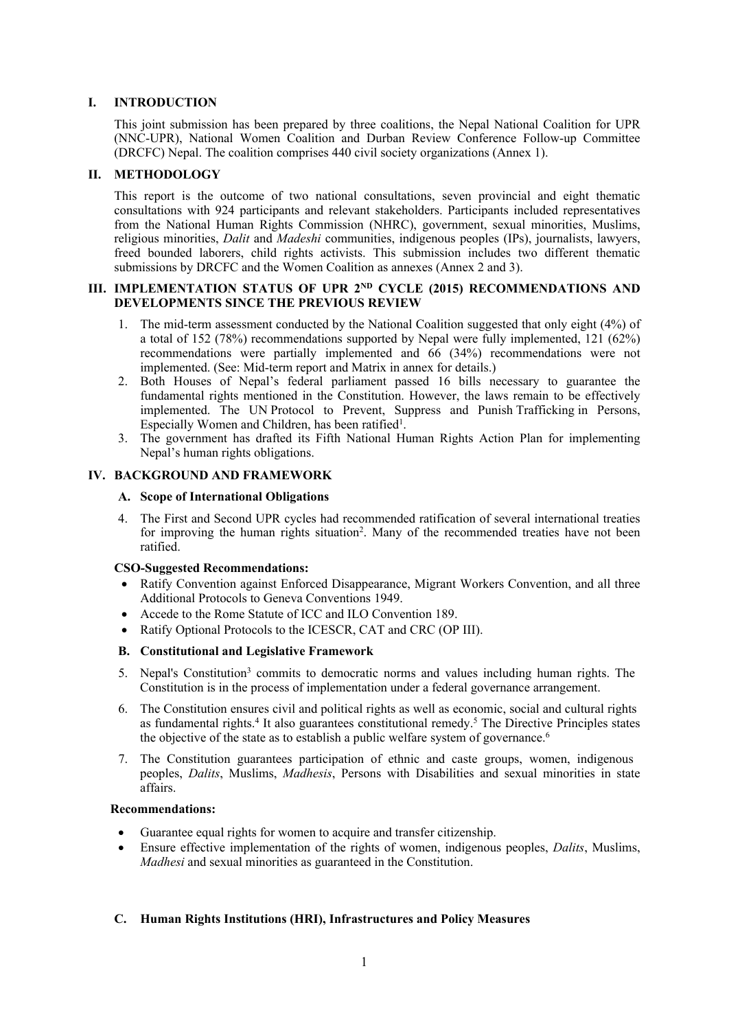## I. INTRODUCTION

This joint submission has been prepared by three coalitions, the Nepal National Coalition for UPR (NNC-UPR), National Women Coalition and Durban Review Conference Follow-up Committee (DRCFC) Nepal. The coalition comprises 440 civil society organizations (Annex 1).

## II. METHODOLOGY

This report is the outcome of two national consultations, seven provincial and eight thematic consultations with 924 participants and relevant stakeholders. Participants included representatives from the National Human Rights Commission (NHRC), government, sexual minorities, Muslims, religious minorities, *Dalit* and *Madeshi* communities, indigenous peoples (IPs), journalists, lawyers, freed bounded laborers, child rights activists. This submission includes two different thematic submissions by DRCFC and the Women Coalition as annexes (Annex 2 and 3).

## III. IMPLEMENTATION STATUS OF UPR 2ND CYCLE (2015) RECOMMENDATIONS AND DEVELOPMENTS SINCE THE PREVIOUS REVIEW

1. The mid-term assessment conducted by the National Coalition suggested that only eight (4%) of a total of 152 (78%) recommendations supported by Nepal were fully implemented, 121 (62%) recommendations were partially implemented and 66 (34%) recommendations were not implemented. (See: Mid-term report and Matrix in annex for details.)
2. Both Houses of Nepal's federal parliament passed 16 bills necessary to guarantee the fundamental rights mentioned in the Constitution. However, the laws remain to be effectively implemented. The UN Protocol to Prevent, Suppress and Punish Trafficking in Persons, Especially Women and Children, has been ratified[1].
3. The government has drafted its Fifth National Human Rights Action Plan for implementing Nepal's human rights obligations.

## IV. BACKGROUND AND FRAMEWORK

### A. Scope of International Obligations

4. The First and Second UPR cycles had recommended ratification of several international treaties for improving the human rights situation[2]. Many of the recommended treaties have not been ratified.

**CSO-Suggested Recommendations:**

- Ratify Convention against Enforced Disappearance, Migrant Workers Convention, and all three Additional Protocols to Geneva Conventions 1949.
- Accede to the Rome Statute of ICC and ILO Convention 189.
- Ratify Optional Protocols to the ICESCR, CAT and CRC (OP III).

### B. Constitutional and Legislative Framework

5. Nepal's Constitution[3] commits to democratic norms and values including human rights. The Constitution is in the process of implementation under a federal governance arrangement.
6. The Constitution ensures civil and political rights as well as economic, social and cultural rights as fundamental rights.[4] It also guarantees constitutional remedy.[5] The Directive Principles states the objective of the state as to establish a public welfare system of governance.[6]
7. The Constitution guarantees participation of ethnic and caste groups, women, indigenous peoples, *Dalits*, Muslims, *Madhesis*, Persons with Disabilities and sexual minorities in state affairs.

**Recommendations:**

- Guarantee equal rights for women to acquire and transfer citizenship.
- Ensure effective implementation of the rights of women, indigenous peoples, *Dalits*, Muslims, *Madhesi* and sexual minorities as guaranteed in the Constitution.

### C. Human Rights Institutions (HRI), Infrastructures and Policy Measures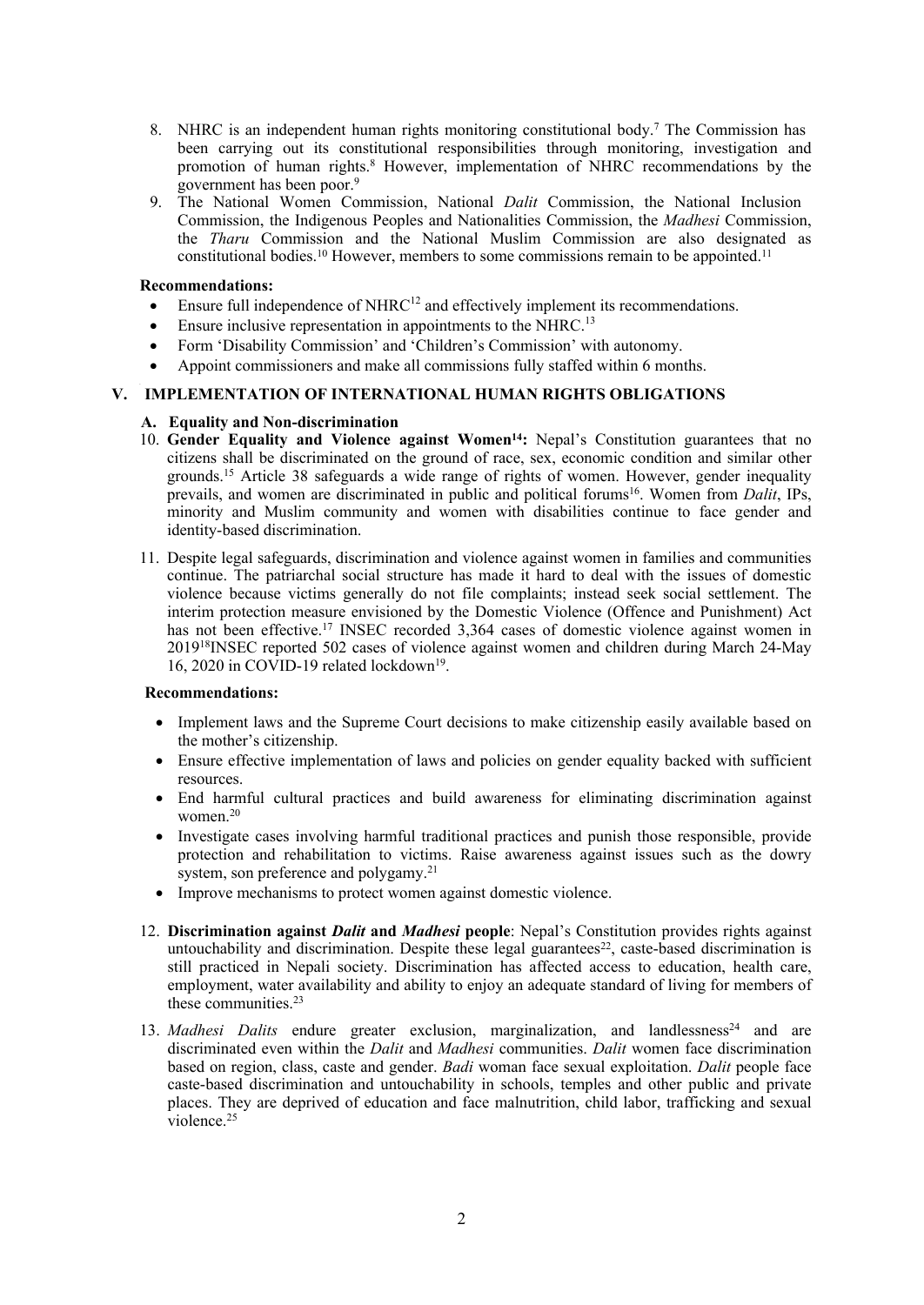8. NHRC is an independent human rights monitoring constitutional body.[7] The Commission has been carrying out its constitutional responsibilities through monitoring, investigation and promotion of human rights.[8] However, implementation of NHRC recommendations by the government has been poor.[9]
9. The National Women Commission, National *Dalit* Commission, the National Inclusion Commission, the Indigenous Peoples and Nationalities Commission, the *Madhesi* Commission, the *Tharu* Commission and the National Muslim Commission are also designated as constitutional bodies.[10] However, members to some commissions remain to be appointed.[11]

**Recommendations:**

- Ensure full independence of NHRC[12] and effectively implement its recommendations.
- Ensure inclusive representation in appointments to the NHRC.[13]
- Form 'Disability Commission' and 'Children's Commission' with autonomy.
- Appoint commissioners and make all commissions fully staffed within 6 months.

## V. IMPLEMENTATION OF INTERNATIONAL HUMAN RIGHTS OBLIGATIONS

### A. Equality and Non-discrimination

10. **Gender Equality and Violence against Women[14]:** Nepal's Constitution guarantees that no citizens shall be discriminated on the ground of race, sex, economic condition and similar other grounds.[15] Article 38 safeguards a wide range of rights of women. However, gender inequality prevails, and women are discriminated in public and political forums[16]. Women from *Dalit*, IPs, minority and Muslim community and women with disabilities continue to face gender and identity-based discrimination.
11. Despite legal safeguards, discrimination and violence against women in families and communities continue. The patriarchal social structure has made it hard to deal with the issues of domestic violence because victims generally do not file complaints; instead seek social settlement. The interim protection measure envisioned by the Domestic Violence (Offence and Punishment) Act has not been effective.[17] INSEC recorded 3,364 cases of domestic violence against women in 2019[18]INSEC reported 502 cases of violence against women and children during March 24-May 16, 2020 in COVID-19 related lockdown[19].

**Recommendations:**

- Implement laws and the Supreme Court decisions to make citizenship easily available based on the mother's citizenship.
- Ensure effective implementation of laws and policies on gender equality backed with sufficient resources.
- End harmful cultural practices and build awareness for eliminating discrimination against women.[20]
- Investigate cases involving harmful traditional practices and punish those responsible, provide protection and rehabilitation to victims. Raise awareness against issues such as the dowry system, son preference and polygamy.[21]
- Improve mechanisms to protect women against domestic violence.

12. **Discrimination against *Dalit* and *Madhesi* people**: Nepal's Constitution provides rights against untouchability and discrimination. Despite these legal guarantees[22], caste-based discrimination is still practiced in Nepali society. Discrimination has affected access to education, health care, employment, water availability and ability to enjoy an adequate standard of living for members of these communities.[23]
13. *Madhesi Dalits* endure greater exclusion, marginalization, and landlessness[24] and are discriminated even within the *Dalit* and *Madhesi* communities. *Dalit* women face discrimination based on region, class, caste and gender. *Badi* woman face sexual exploitation. *Dalit* people face caste-based discrimination and untouchability in schools, temples and other public and private places. They are deprived of education and face malnutrition, child labor, trafficking and sexual violence.[25]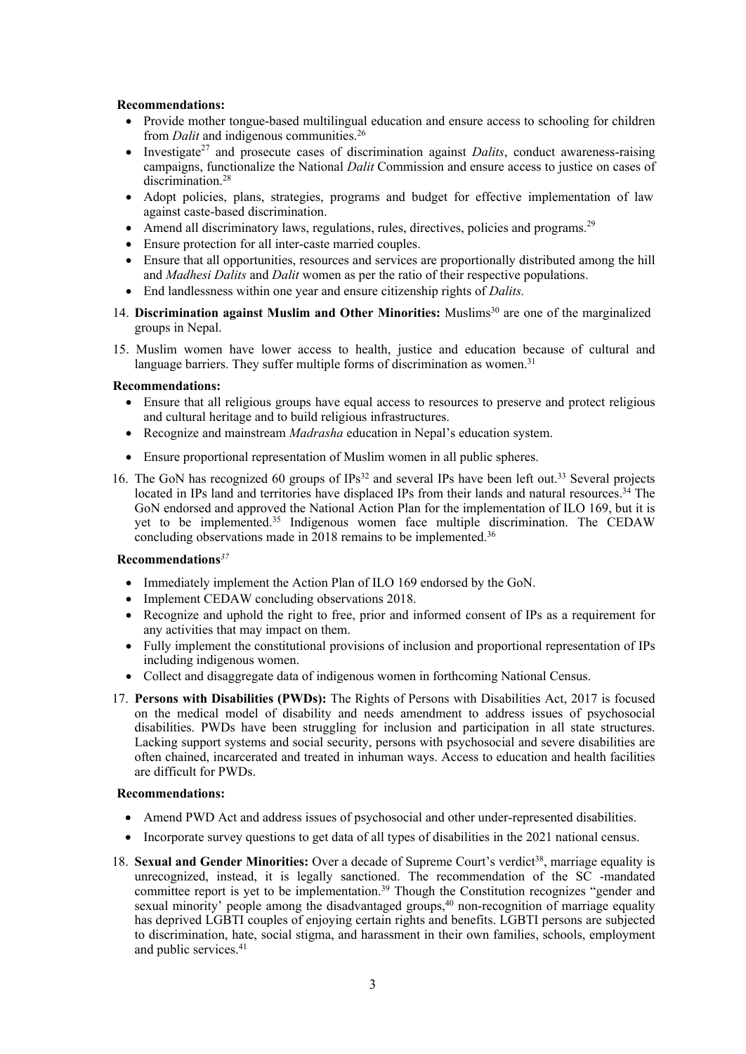**Recommendations:**

- Provide mother tongue-based multilingual education and ensure access to schooling for children from *Dalit* and indigenous communities.[26]
- Investigate[27] and prosecute cases of discrimination against *Dalits*, conduct awareness-raising campaigns, functionalize the National *Dalit* Commission and ensure access to justice on cases of discrimination.[28]
- Adopt policies, plans, strategies, programs and budget for effective implementation of law against caste-based discrimination.
- Amend all discriminatory laws, regulations, rules, directives, policies and programs.[29]
- Ensure protection for all inter-caste married couples.
- Ensure that all opportunities, resources and services are proportionally distributed among the hill and *Madhesi Dalits* and *Dalit* women as per the ratio of their respective populations.
- End landlessness within one year and ensure citizenship rights of *Dalits.*

14. **Discrimination against Muslim and Other Minorities:** Muslims[30] are one of the marginalized groups in Nepal.

15. Muslim women have lower access to health, justice and education because of cultural and language barriers. They suffer multiple forms of discrimination as women.[31]

**Recommendations:**

- Ensure that all religious groups have equal access to resources to preserve and protect religious and cultural heritage and to build religious infrastructures.
- Recognize and mainstream *Madrasha* education in Nepal's education system.
- Ensure proportional representation of Muslim women in all public spheres.

16. The GoN has recognized 60 groups of IPs[32] and several IPs have been left out.[33] Several projects located in IPs land and territories have displaced IPs from their lands and natural resources.[34] The GoN endorsed and approved the National Action Plan for the implementation of ILO 169, but it is yet to be implemented.[35] Indigenous women face multiple discrimination. The CEDAW concluding observations made in 2018 remains to be implemented.[36]

**Recommendations**[37]

- Immediately implement the Action Plan of ILO 169 endorsed by the GoN.
- Implement CEDAW concluding observations 2018.
- Recognize and uphold the right to free, prior and informed consent of IPs as a requirement for any activities that may impact on them.
- Fully implement the constitutional provisions of inclusion and proportional representation of IPs including indigenous women.
- Collect and disaggregate data of indigenous women in forthcoming National Census.

17. **Persons with Disabilities (PWDs):** The Rights of Persons with Disabilities Act, 2017 is focused on the medical model of disability and needs amendment to address issues of psychosocial disabilities. PWDs have been struggling for inclusion and participation in all state structures. Lacking support systems and social security, persons with psychosocial and severe disabilities are often chained, incarcerated and treated in inhuman ways. Access to education and health facilities are difficult for PWDs.

**Recommendations:**

- Amend PWD Act and address issues of psychosocial and other under-represented disabilities.
- Incorporate survey questions to get data of all types of disabilities in the 2021 national census.

18. **Sexual and Gender Minorities:** Over a decade of Supreme Court's verdict[38], marriage equality is unrecognized, instead, it is legally sanctioned. The recommendation of the SC -mandated committee report is yet to be implementation.[39] Though the Constitution recognizes "gender and sexual minority' people among the disadvantaged groups,[40] non-recognition of marriage equality has deprived LGBTI couples of enjoying certain rights and benefits. LGBTI persons are subjected to discrimination, hate, social stigma, and harassment in their own families, schools, employment and public services.[41]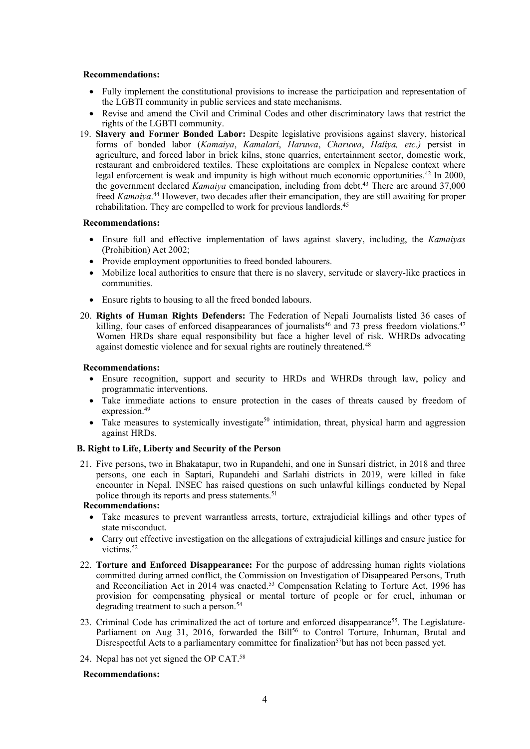**Recommendations:**

- Fully implement the constitutional provisions to increase the participation and representation of the LGBTI community in public services and state mechanisms.
- Revise and amend the Civil and Criminal Codes and other discriminatory laws that restrict the rights of the LGBTI community.

19. **Slavery and Former Bonded Labor:** Despite legislative provisions against slavery, historical forms of bonded labor (*Kamaiya*, *Kamalari*, *Haruwa*, *Charuwa*, *Haliya, etc.)* persist in agriculture, and forced labor in brick kilns, stone quarries, entertainment sector, domestic work, restaurant and embroidered textiles. These exploitations are complex in Nepalese context where legal enforcement is weak and impunity is high without much economic opportunities.[42] In 2000, the government declared *Kamaiya* emancipation, including from debt.[43] There are around 37,000 freed *Kamaiya*.[44] However, two decades after their emancipation, they are still awaiting for proper rehabilitation. They are compelled to work for previous landlords.[45]

**Recommendations:**

- Ensure full and effective implementation of laws against slavery, including, the *Kamaiyas* (Prohibition) Act 2002;
- Provide employment opportunities to freed bonded labourers.
- Mobilize local authorities to ensure that there is no slavery, servitude or slavery-like practices in communities.
- Ensure rights to housing to all the freed bonded labours.

20. **Rights of Human Rights Defenders:** The Federation of Nepali Journalists listed 36 cases of killing, four cases of enforced disappearances of journalists[46] and 73 press freedom violations.[47] Women HRDs share equal responsibility but face a higher level of risk. WHRDs advocating against domestic violence and for sexual rights are routinely threatened.[48]

**Recommendations:**

- Ensure recognition, support and security to HRDs and WHRDs through law, policy and programmatic interventions.
- Take immediate actions to ensure protection in the cases of threats caused by freedom of expression.[49]
- Take measures to systemically investigate[50] intimidation, threat, physical harm and aggression against HRDs.

**B. Right to Life, Liberty and Security of the Person**

21. Five persons, two in Bhakatapur, two in Rupandehi, and one in Sunsari district, in 2018 and three persons, one each in Saptari, Rupandehi and Sarlahi districts in 2019, were killed in fake encounter in Nepal. INSEC has raised questions on such unlawful killings conducted by Nepal police through its reports and press statements.[51]

**Recommendations:**

- Take measures to prevent warrantless arrests, torture, extrajudicial killings and other types of state misconduct.
- Carry out effective investigation on the allegations of extrajudicial killings and ensure justice for victims.[52]

22. **Torture and Enforced Disappearance:** For the purpose of addressing human rights violations committed during armed conflict, the Commission on Investigation of Disappeared Persons, Truth and Reconciliation Act in 2014 was enacted.[53] Compensation Relating to Torture Act, 1996 has provision for compensating physical or mental torture of people or for cruel, inhuman or degrading treatment to such a person.[54]

23. Criminal Code has criminalized the act of torture and enforced disappearance[55]. The Legislature-Parliament on Aug 31, 2016, forwarded the Bill[56] to Control Torture, Inhuman, Brutal and Disrespectful Acts to a parliamentary committee for finalization[57] but has not been passed yet.

24. Nepal has not yet signed the OP CAT.[58]

**Recommendations:**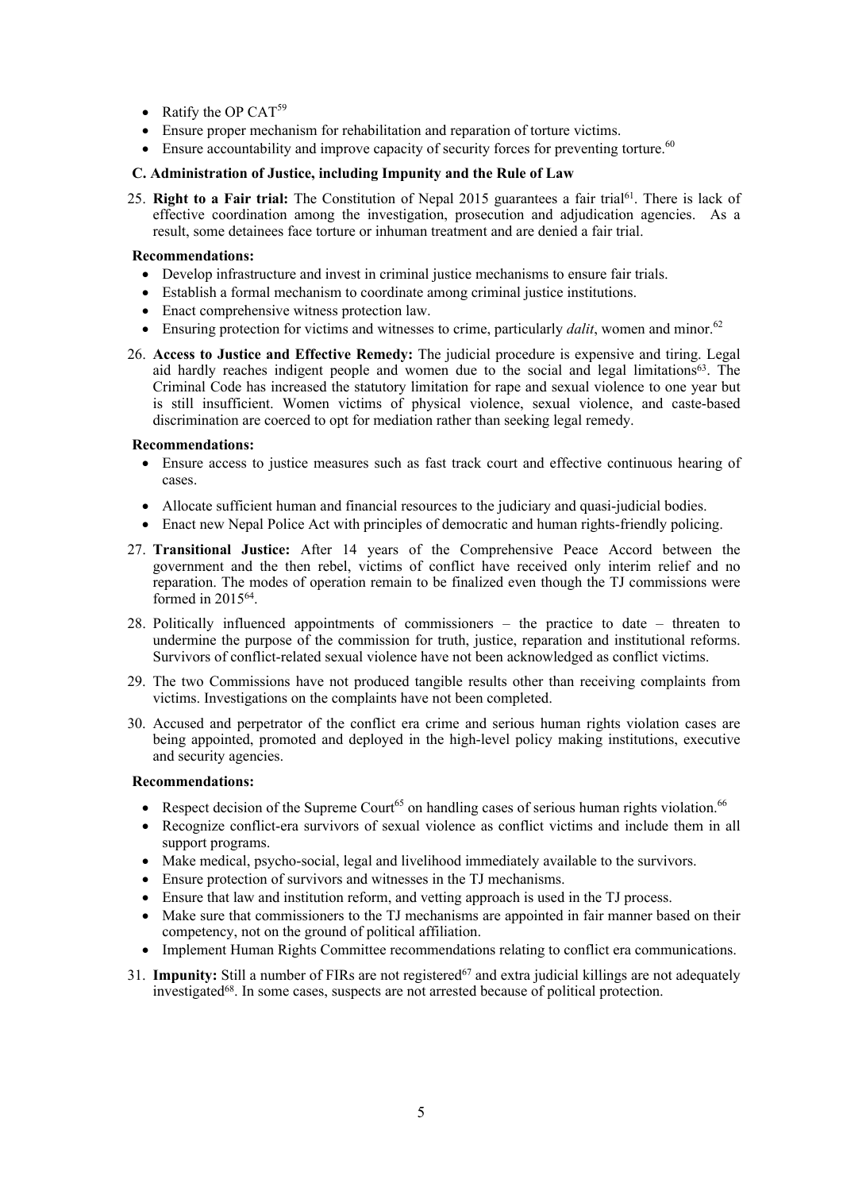- Ratify the OP CAT[59]
- Ensure proper mechanism for rehabilitation and reparation of torture victims.
- Ensure accountability and improve capacity of security forces for preventing torture.[60]

### C. Administration of Justice, including Impunity and the Rule of Law

25. **Right to a Fair trial:** The Constitution of Nepal 2015 guarantees a fair trial[61]. There is lack of effective coordination among the investigation, prosecution and adjudication agencies. As a result, some detainees face torture or inhuman treatment and are denied a fair trial.

**Recommendations:**

- Develop infrastructure and invest in criminal justice mechanisms to ensure fair trials.
- Establish a formal mechanism to coordinate among criminal justice institutions.
- Enact comprehensive witness protection law.
- Ensuring protection for victims and witnesses to crime, particularly *dalit*, women and minor.[62]

26. **Access to Justice and Effective Remedy:** The judicial procedure is expensive and tiring. Legal aid hardly reaches indigent people and women due to the social and legal limitations[63]. The Criminal Code has increased the statutory limitation for rape and sexual violence to one year but is still insufficient. Women victims of physical violence, sexual violence, and caste-based discrimination are coerced to opt for mediation rather than seeking legal remedy.

**Recommendations:**

- Ensure access to justice measures such as fast track court and effective continuous hearing of cases.
- Allocate sufficient human and financial resources to the judiciary and quasi-judicial bodies.
- Enact new Nepal Police Act with principles of democratic and human rights-friendly policing.

27. **Transitional Justice:** After 14 years of the Comprehensive Peace Accord between the government and the then rebel, victims of conflict have received only interim relief and no reparation. The modes of operation remain to be finalized even though the TJ commissions were formed in 2015[64].

28. Politically influenced appointments of commissioners – the practice to date – threaten to undermine the purpose of the commission for truth, justice, reparation and institutional reforms. Survivors of conflict-related sexual violence have not been acknowledged as conflict victims.

29. The two Commissions have not produced tangible results other than receiving complaints from victims. Investigations on the complaints have not been completed.

30. Accused and perpetrator of the conflict era crime and serious human rights violation cases are being appointed, promoted and deployed in the high-level policy making institutions, executive and security agencies.

**Recommendations:**

- Respect decision of the Supreme Court[65] on handling cases of serious human rights violation.[66]
- Recognize conflict-era survivors of sexual violence as conflict victims and include them in all support programs.
- Make medical, psycho-social, legal and livelihood immediately available to the survivors.
- Ensure protection of survivors and witnesses in the TJ mechanisms.
- Ensure that law and institution reform, and vetting approach is used in the TJ process.
- Make sure that commissioners to the TJ mechanisms are appointed in fair manner based on their competency, not on the ground of political affiliation.
- Implement Human Rights Committee recommendations relating to conflict era communications.

31. **Impunity:** Still a number of FIRs are not registered[67] and extra judicial killings are not adequately investigated[68]. In some cases, suspects are not arrested because of political protection.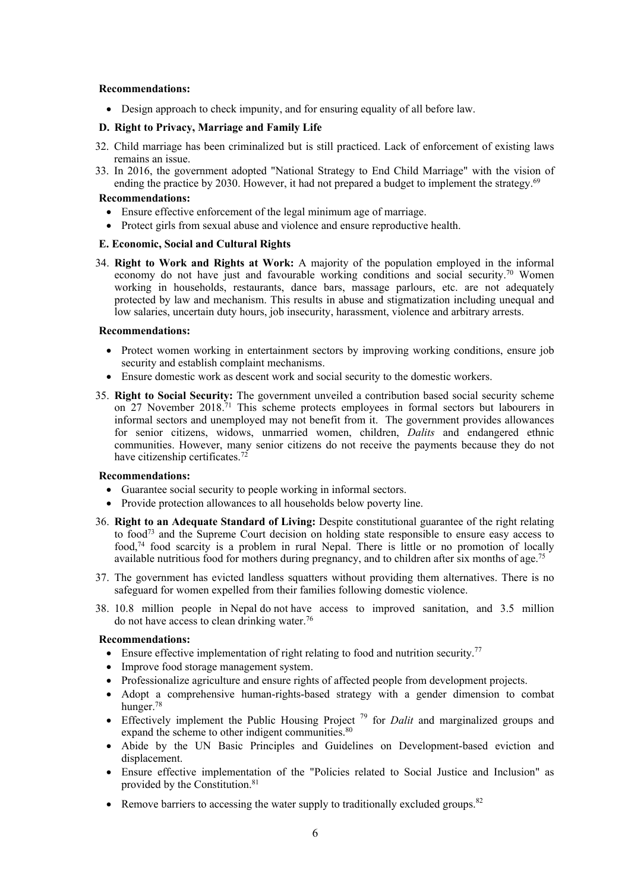**Recommendations:**

- Design approach to check impunity, and for ensuring equality of all before law.

### D. Right to Privacy, Marriage and Family Life

32. Child marriage has been criminalized but is still practiced. Lack of enforcement of existing laws remains an issue.
33. In 2016, the government adopted "National Strategy to End Child Marriage" with the vision of ending the practice by 2030. However, it had not prepared a budget to implement the strategy.[69]

**Recommendations:**

- Ensure effective enforcement of the legal minimum age of marriage.
- Protect girls from sexual abuse and violence and ensure reproductive health.

### E. Economic, Social and Cultural Rights

34. **Right to Work and Rights at Work:** A majority of the population employed in the informal economy do not have just and favourable working conditions and social security.[70] Women working in households, restaurants, dance bars, massage parlours, etc. are not adequately protected by law and mechanism. This results in abuse and stigmatization including unequal and low salaries, uncertain duty hours, job insecurity, harassment, violence and arbitrary arrests.

**Recommendations:**

- Protect women working in entertainment sectors by improving working conditions, ensure job security and establish complaint mechanisms.
- Ensure domestic work as descent work and social security to the domestic workers.

35. **Right to Social Security:** The government unveiled a contribution based social security scheme on 27 November 2018.[71] This scheme protects employees in formal sectors but labourers in informal sectors and unemployed may not benefit from it. The government provides allowances for senior citizens, widows, unmarried women, children, *Dalits* and endangered ethnic communities. However, many senior citizens do not receive the payments because they do not have citizenship certificates.[72]

**Recommendations:**

- Guarantee social security to people working in informal sectors.
- Provide protection allowances to all households below poverty line.

36. **Right to an Adequate Standard of Living:** Despite constitutional guarantee of the right relating to food[73] and the Supreme Court decision on holding state responsible to ensure easy access to food,[74] food scarcity is a problem in rural Nepal. There is little or no promotion of locally available nutritious food for mothers during pregnancy, and to children after six months of age.[75]
37. The government has evicted landless squatters without providing them alternatives. There is no safeguard for women expelled from their families following domestic violence.
38. 10.8 million people in Nepal do not have access to improved sanitation, and 3.5 million do not have access to clean drinking water.[76]

**Recommendations:**

- Ensure effective implementation of right relating to food and nutrition security.[77]
- Improve food storage management system.
- Professionalize agriculture and ensure rights of affected people from development projects.
- Adopt a comprehensive human-rights-based strategy with a gender dimension to combat hunger.[78]
- Effectively implement the Public Housing Project [79] for *Dalit* and marginalized groups and expand the scheme to other indigent communities.[80]
- Abide by the UN Basic Principles and Guidelines on Development-based eviction and displacement.
- Ensure effective implementation of the "Policies related to Social Justice and Inclusion" as provided by the Constitution.[81]
- Remove barriers to accessing the water supply to traditionally excluded groups.[82]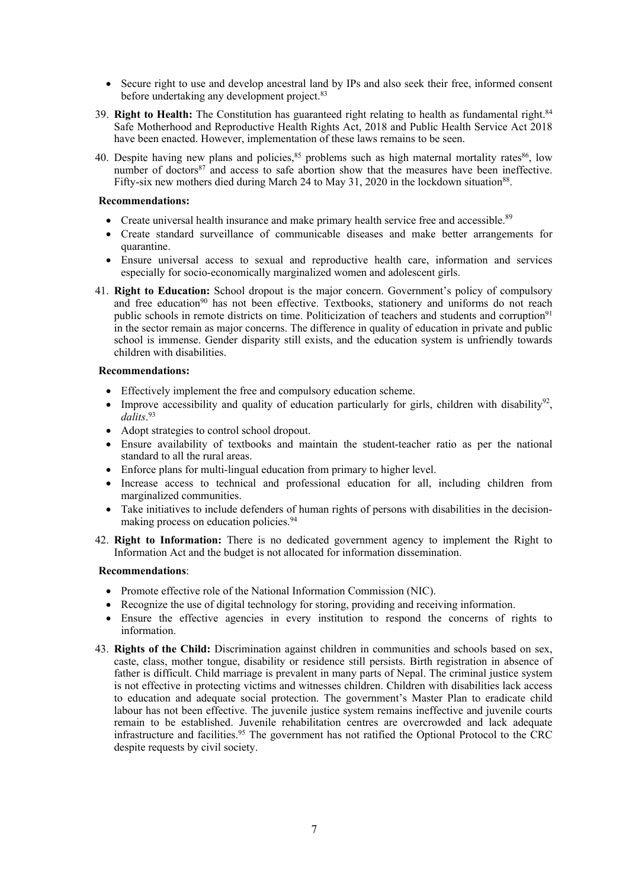- Secure right to use and develop ancestral land by IPs and also seek their free, informed consent before undertaking any development project.[83]

39. **Right to Health:** The Constitution has guaranteed right relating to health as fundamental right.[84] Safe Motherhood and Reproductive Health Rights Act, 2018 and Public Health Service Act 2018 have been enacted. However, implementation of these laws remains to be seen.

40. Despite having new plans and policies,[85] problems such as high maternal mortality rates[86], low number of doctors[87] and access to safe abortion show that the measures have been ineffective. Fifty-six new mothers died during March 24 to May 31, 2020 in the lockdown situation[88].

**Recommendations:**

- Create universal health insurance and make primary health service free and accessible.[89]
- Create standard surveillance of communicable diseases and make better arrangements for quarantine.
- Ensure universal access to sexual and reproductive health care, information and services especially for socio-economically marginalized women and adolescent girls.

41. **Right to Education:** School dropout is the major concern. Government's policy of compulsory and free education[90] has not been effective. Textbooks, stationery and uniforms do not reach public schools in remote districts on time. Politicization of teachers and students and corruption[91] in the sector remain as major concerns. The difference in quality of education in private and public school is immense. Gender disparity still exists, and the education system is unfriendly towards children with disabilities.

**Recommendations:**

- Effectively implement the free and compulsory education scheme.
- Improve accessibility and quality of education particularly for girls, children with disability[92], *dalits*.[93]
- Adopt strategies to control school dropout.
- Ensure availability of textbooks and maintain the student-teacher ratio as per the national standard to all the rural areas.
- Enforce plans for multi-lingual education from primary to higher level.
- Increase access to technical and professional education for all, including children from marginalized communities.
- Take initiatives to include defenders of human rights of persons with disabilities in the decision-making process on education policies.[94]

42. **Right to Information:** There is no dedicated government agency to implement the Right to Information Act and the budget is not allocated for information dissemination.

**Recommendations**:

- Promote effective role of the National Information Commission (NIC).
- Recognize the use of digital technology for storing, providing and receiving information.
- Ensure the effective agencies in every institution to respond the concerns of rights to information.

43. **Rights of the Child:** Discrimination against children in communities and schools based on sex, caste, class, mother tongue, disability or residence still persists. Birth registration in absence of father is difficult. Child marriage is prevalent in many parts of Nepal. The criminal justice system is not effective in protecting victims and witnesses children. Children with disabilities lack access to education and adequate social protection. The government's Master Plan to eradicate child labour has not been effective. The juvenile justice system remains ineffective and juvenile courts remain to be established. Juvenile rehabilitation centres are overcrowded and lack adequate infrastructure and facilities.[95] The government has not ratified the Optional Protocol to the CRC despite requests by civil society.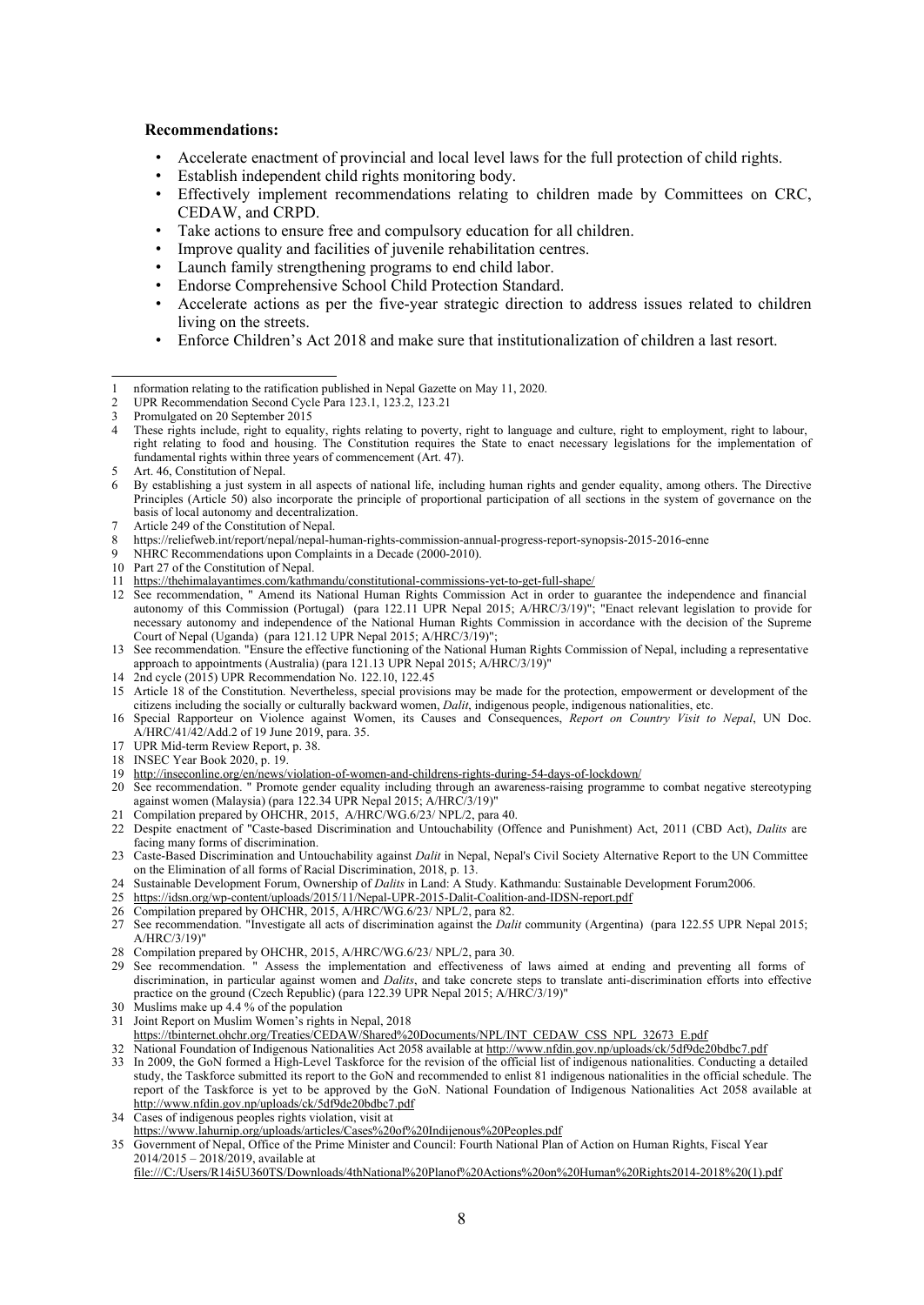**Recommendations:**

- Accelerate enactment of provincial and local level laws for the full protection of child rights.
- Establish independent child rights monitoring body.
- Effectively implement recommendations relating to children made by Committees on CRC, CEDAW, and CRPD.
- Take actions to ensure free and compulsory education for all children.
- Improve quality and facilities of juvenile rehabilitation centres.
- Launch family strengthening programs to end child labor.
- Endorse Comprehensive School Child Protection Standard.
- Accelerate actions as per the five-year strategic direction to address issues related to children living on the streets.
- Enforce Children's Act 2018 and make sure that institutionalization of children a last resort.

---

1 nformation relating to the ratification published in Nepal Gazette on May 11, 2020.

2 UPR Recommendation Second Cycle Para 123.1, 123.2, 123.21

3 Promulgated on 20 September 2015

4 These rights include, right to equality, rights relating to poverty, right to language and culture, right to employment, right to labour, right relating to food and housing. The Constitution requires the State to enact necessary legislations for the implementation of fundamental rights within three years of commencement (Art. 47).

5 Art. 46, Constitution of Nepal.

6 By establishing a just system in all aspects of national life, including human rights and gender equality, among others. The Directive Principles (Article 50) also incorporate the principle of proportional participation of all sections in the system of governance on the basis of local autonomy and decentralization.

7 Article 249 of the Constitution of Nepal.

8 https://reliefweb.int/report/nepal/nepal-human-rights-commission-annual-progress-report-synopsis-2015-2016-enne

9 NHRC Recommendations upon Complaints in a Decade (2000-2010).

10 Part 27 of the Constitution of Nepal.

11 https://thehimalayantimes.com/kathmandu/constitutional-commissions-yet-to-get-full-shape/

12 See recommendation, " Amend its National Human Rights Commission Act in order to guarantee the independence and financial autonomy of this Commission (Portugal) (para 122.11 UPR Nepal 2015; A/HRC/3/19)"; "Enact relevant legislation to provide for necessary autonomy and independence of the National Human Rights Commission in accordance with the decision of the Supreme Court of Nepal (Uganda) (para 121.12 UPR Nepal 2015; A/HRC/3/19)";

13 See recommendation. "Ensure the effective functioning of the National Human Rights Commission of Nepal, including a representative approach to appointments (Australia) (para 121.13 UPR Nepal 2015; A/HRC/3/19)"

14 2nd cycle (2015) UPR Recommendation No. 122.10, 122.45

15 Article 18 of the Constitution. Nevertheless, special provisions may be made for the protection, empowerment or development of the citizens including the socially or culturally backward women, *Dalit*, indigenous people, indigenous nationalities, etc.

16 Special Rapporteur on Violence against Women, its Causes and Consequences, *Report on Country Visit to Nepal*, UN Doc. A/HRC/41/42/Add.2 of 19 June 2019, para. 35.

17 UPR Mid-term Review Report, p. 38.

18 INSEC Year Book 2020, p. 19.

19 http://inseconline.org/en/news/violation-of-women-and-childrens-rights-during-54-days-of-lockdown/

20 See recommendation. " Promote gender equality including through an awareness-raising programme to combat negative stereotyping against women (Malaysia) (para 122.34 UPR Nepal 2015; A/HRC/3/19)"

21 Compilation prepared by OHCHR, 2015, A/HRC/WG.6/23/ NPL/2, para 40.

22 Despite enactment of "Caste-based Discrimination and Untouchability (Offence and Punishment) Act, 2011 (CBD Act), *Dalits* are facing many forms of discrimination.

23 Caste-Based Discrimination and Untouchability against *Dalit* in Nepal, Nepal's Civil Society Alternative Report to the UN Committee on the Elimination of all forms of Racial Discrimination, 2018, p. 13.

24 Sustainable Development Forum, Ownership of *Dalits* in Land: A Study. Kathmandu: Sustainable Development Forum2006.

25 https://idsn.org/wp-content/uploads/2015/11/Nepal-UPR-2015-Dalit-Coalition-and-IDSN-report.pdf

26 Compilation prepared by OHCHR, 2015, A/HRC/WG.6/23/ NPL/2, para 82.

27 See recommendation. "Investigate all acts of discrimination against the *Dalit* community (Argentina) (para 122.55 UPR Nepal 2015; A/HRC/3/19)"

28 Compilation prepared by OHCHR, 2015, A/HRC/WG.6/23/ NPL/2, para 30.

29 See recommendation. " Assess the implementation and effectiveness of laws aimed at ending and preventing all forms of discrimination, in particular against women and *Dalits*, and take concrete steps to translate anti-discrimination efforts into effective practice on the ground (Czech Republic) (para 122.39 UPR Nepal 2015; A/HRC/3/19)"

30 Muslims make up 4.4 % of the population

31 Joint Report on Muslim Women's rights in Nepal, 2018 https://tbinternet.ohchr.org/Treaties/CEDAW/Shared%20Documents/NPL/INT_CEDAW_CSS_NPL_32673_E.pdf

32 National Foundation of Indigenous Nationalities Act 2058 available at http://www.nfdin.gov.np/uploads/ck/5df9de20bdbc7.pdf

33 In 2009, the GoN formed a High-Level Taskforce for the revision of the official list of indigenous nationalities. Conducting a detailed study, the Taskforce submitted its report to the GoN and recommended to enlist 81 indigenous nationalities in the official schedule. The report of the Taskforce is yet to be approved by the GoN. National Foundation of Indigenous Nationalities Act 2058 available at http://www.nfdin.gov.np/uploads/ck/5df9de20bdbc7.pdf

34 Cases of indigenous peoples rights violation, visit at https://www.lahurnip.org/uploads/articles/Cases%20of%20Indijenous%20Peoples.pdf

35 Government of Nepal, Office of the Prime Minister and Council: Fourth National Plan of Action on Human Rights, Fiscal Year 2014/2015 – 2018/2019, available at file:///C:/Users/R14i5U360TS/Downloads/4thNational%20Planof%20Actions%20on%20Human%20Rights2014-2018%20(1).pdf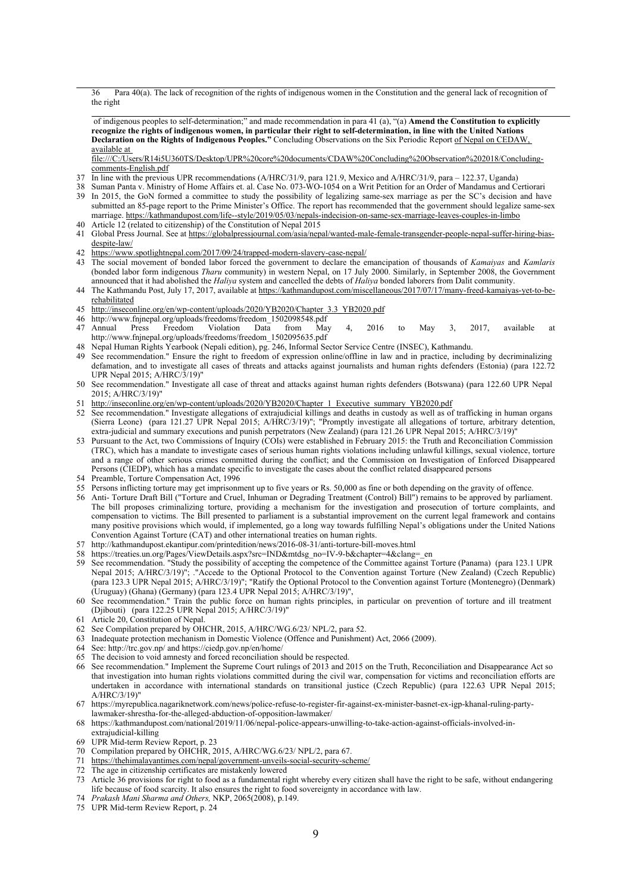36 Para 40(a). The lack of recognition of the rights of indigenous women in the Constitution and the general lack of recognition of the right

of indigenous peoples to self-determination;" and made recommendation in para 41 (a), "(a) **Amend the Constitution to explicitly recognize the rights of indigenous women, in particular their right to self-determination, in line with the United Nations Declaration on the Rights of Indigenous Peoples."** Concluding Observations on the Six Periodic Report of Nepal on CEDAW, available at file:///C:/Users/R14i5U360TS/Desktop/UPR%20core%20documents/CDAW%20Concluding%20Observation%202018/Concluding-comments-English.pdf

37 In line with the previous UPR recommendations (A/HRC/31/9, para 121.9, Mexico and A/HRC/31/9, para – 122.37, Uganda)

38 Suman Panta v. Ministry of Home Affairs et. al. Case No. 073-WO-1054 on a Writ Petition for an Order of Mandamus and Certiorari

39 In 2015, the GoN formed a committee to study the possibility of legalizing same-sex marriage as per the SC's decision and have submitted an 85-page report to the Prime Minister's Office. The report has recommended that the government should legalize same-sex marriage. https://kathmandupost.com/life--style/2019/05/03/nepals-indecision-on-same-sex-marriage-leaves-couples-in-limbo

40 Article 12 (related to citizenship) of the Constitution of Nepal 2015

41 Global Press Journal. See at https://globalpressjournal.com/asia/nepal/wanted-male-female-transgender-people-nepal-suffer-hiring-bias-despite-law/

42 https://www.spotlightnepal.com/2017/09/24/trapped-modern-slavery-case-nepal/

43 The social movement of bonded labor forced the government to declare the emancipation of thousands of *Kamaiyas* and *Kamlaris* (bonded labor form indigenous *Tharu* community) in western Nepal, on 17 July 2000. Similarly, in September 2008, the Government announced that it had abolished the *Haliya* system and cancelled the debts of *Haliya* bonded laborers from Dalit community.

44 The Kathmandu Post, July 17, 2017, available at https://kathmandupost.com/miscellaneous/2017/07/17/many-freed-kamaiyas-yet-to-be-rehabilitated

45 http://inseconline.org/en/wp-content/uploads/2020/YB2020/Chapter_3.3_YB2020.pdf

46 http://www.fnjnepal.org/uploads/freedoms/freedom_1502098548.pdf

47 Annual Press Freedom Violation Data from May 4, 2016 to May 3, 2017, available at http://www.fnjnepal.org/uploads/freedoms/freedom_1502095635.pdf

48 Nepal Human Rights Yearbook (Nepali edition), pg. 246, Informal Sector Service Centre (INSEC), Kathmandu.

49 See recommendation." Ensure the right to freedom of expression online/offline in law and in practice, including by decriminalizing defamation, and to investigate all cases of threats and attacks against journalists and human rights defenders (Estonia) (para 122.72 UPR Nepal 2015; A/HRC/3/19)"

50 See recommendation." Investigate all case of threat and attacks against human rights defenders (Botswana) (para 122.60 UPR Nepal 2015; A/HRC/3/19)"

51 http://inseconline.org/en/wp-content/uploads/2020/YB2020/Chapter_1_Executive_summary_YB2020.pdf

52 See recommendation." Investigate allegations of extrajudicial killings and deaths in custody as well as of trafficking in human organs (Sierra Leone) (para 121.27 UPR Nepal 2015; A/HRC/3/19)"; "Promptly investigate all allegations of torture, arbitrary detention, extra-judicial and summary executions and punish perpetrators (New Zealand) (para 121.26 UPR Nepal 2015; A/HRC/3/19)"

53 Pursuant to the Act, two Commissions of Inquiry (COIs) were established in February 2015: the Truth and Reconciliation Commission (TRC), which has a mandate to investigate cases of serious human rights violations including unlawful killings, sexual violence, torture and a range of other serious crimes committed during the conflict; and the Commission on Investigation of Enforced Disappeared Persons (CIEDP), which has a mandate specific to investigate the cases about the conflict related disappeared persons

54 Preamble, Torture Compensation Act, 1996

55 Persons inflicting torture may get imprisonment up to five years or Rs. 50,000 as fine or both depending on the gravity of offence.

56 Anti- Torture Draft Bill ("Torture and Cruel, Inhuman or Degrading Treatment (Control) Bill") remains to be approved by parliament. The bill proposes criminalizing torture, providing a mechanism for the investigation and prosecution of torture complaints, and compensation to victims. The Bill presented to parliament is a substantial improvement on the current legal framework and contains many positive provisions which would, if implemented, go a long way towards fulfilling Nepal's obligations under the United Nations Convention Against Torture (CAT) and other international treaties on human rights.

57 http://kathmandupost.ekantipur.com/printedition/news/2016-08-31/anti-torture-bill-moves.html

58 https://treaties.un.org/Pages/ViewDetails.aspx?src=IND&mtdsg_no=IV-9-b&chapter=4&clang=_en

59 See recommendation. "Study the possibility of accepting the competence of the Committee against Torture (Panama) (para 123.1 UPR Nepal 2015; A/HRC/3/19)"; ."Accede to the Optional Protocol to the Convention against Torture (New Zealand) (Czech Republic) (para 123.3 UPR Nepal 2015; A/HRC/3/19)"; "Ratify the Optional Protocol to the Convention against Torture (Montenegro) (Denmark) (Uruguay) (Ghana) (Germany) (para 123.4 UPR Nepal 2015; A/HRC/3/19)",

60 See recommendation." Train the public force on human rights principles, in particular on prevention of torture and ill treatment (Djibouti) (para 122.25 UPR Nepal 2015; A/HRC/3/19)"

61 Article 20, Constitution of Nepal.

62 See Compilation prepared by OHCHR, 2015, A/HRC/WG.6/23/ NPL/2, para 52.

63 Inadequate protection mechanism in Domestic Violence (Offence and Punishment) Act, 2066 (2009).

64 See: http://trc.gov.np/ and https://ciedp.gov.np/en/home/

65 The decision to void amnesty and forced reconciliation should be respected.

66 See recommendation." Implement the Supreme Court rulings of 2013 and 2015 on the Truth, Reconciliation and Disappearance Act so that investigation into human rights violations committed during the civil war, compensation for victims and reconciliation efforts are undertaken in accordance with international standards on transitional justice (Czech Republic) (para 122.63 UPR Nepal 2015; A/HRC/3/19)"

67 https://myrepublica.nagariknetwork.com/news/police-refuse-to-register-fir-against-ex-minister-basnet-ex-igp-khanal-ruling-party-lawmaker-shrestha-for-the-alleged-abduction-of-opposition-lawmaker/

68 https://kathmandupost.com/national/2019/11/06/nepal-police-appears-unwilling-to-take-action-against-officials-involved-in-extrajudicial-killing

69 UPR Mid-term Review Report, p. 23

70 Compilation prepared by OHCHR, 2015, A/HRC/WG.6/23/ NPL/2, para 67.

71 https://thehimalayantimes.com/nepal/government-unveils-social-security-scheme/

72 The age in citizenship certificates are mistakenly lowered

73 Article 36 provisions for right to food as a fundamental right whereby every citizen shall have the right to be safe, without endangering life because of food scarcity. It also ensures the right to food sovereignty in accordance with law.

74 *Prakash Mani Sharma and Others,* NKP, 2065(2008), p.149.

75 UPR Mid-term Review Report, p. 24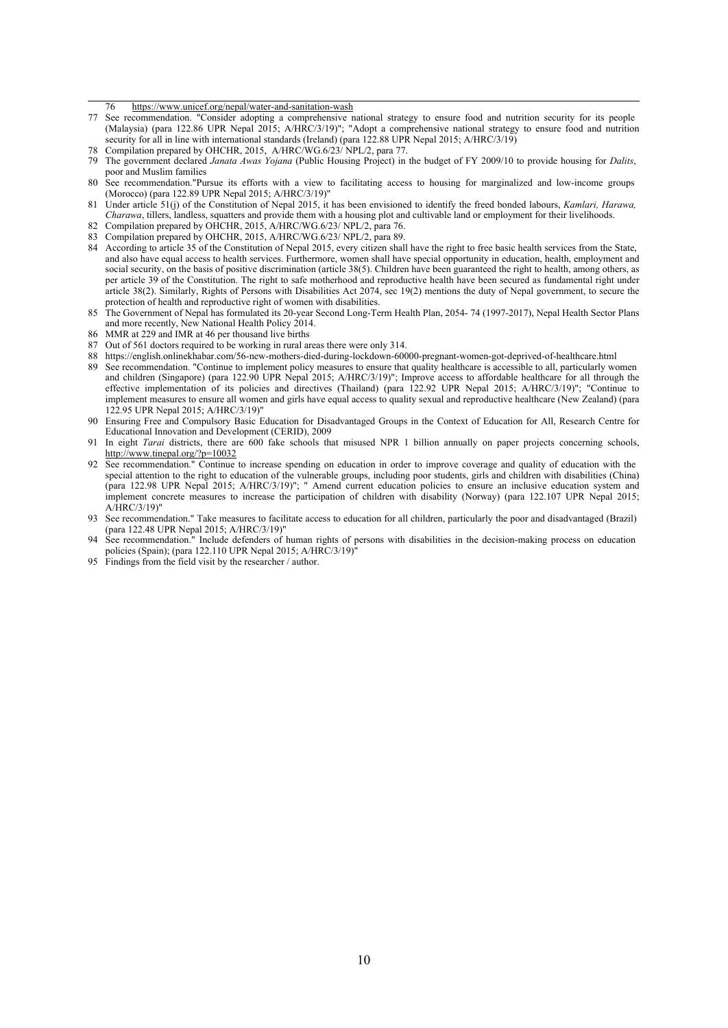76 https://www.unicef.org/nepal/water-and-sanitation-wash

77 See recommendation. "Consider adopting a comprehensive national strategy to ensure food and nutrition security for its people (Malaysia) (para 122.86 UPR Nepal 2015; A/HRC/3/19)"; "Adopt a comprehensive national strategy to ensure food and nutrition security for all in line with international standards (Ireland) (para 122.88 UPR Nepal 2015; A/HRC/3/19)

78 Compilation prepared by OHCHR, 2015, A/HRC/WG.6/23/ NPL/2, para 77.

79 The government declared *Janata Awas Yojana* (Public Housing Project) in the budget of FY 2009/10 to provide housing for *Dalits*, poor and Muslim families

80 See recommendation."Pursue its efforts with a view to facilitating access to housing for marginalized and low-income groups (Morocco) (para 122.89 UPR Nepal 2015; A/HRC/3/19)"

81 Under article 51(j) of the Constitution of Nepal 2015, it has been envisioned to identify the freed bonded labours, *Kamlari, Harawa, Charawa*, tillers, landless, squatters and provide them with a housing plot and cultivable land or employment for their livelihoods.

82 Compilation prepared by OHCHR, 2015, A/HRC/WG.6/23/ NPL/2, para 76.

83 Compilation prepared by OHCHR, 2015, A/HRC/WG.6/23/ NPL/2, para 89.

84 According to article 35 of the Constitution of Nepal 2015, every citizen shall have the right to free basic health services from the State, and also have equal access to health services. Furthermore, women shall have special opportunity in education, health, employment and social security, on the basis of positive discrimination (article 38(5). Children have been guaranteed the right to health, among others, as per article 39 of the Constitution. The right to safe motherhood and reproductive health have been secured as fundamental right under article 38(2). Similarly, Rights of Persons with Disabilities Act 2074, sec 19(2) mentions the duty of Nepal government, to secure the protection of health and reproductive right of women with disabilities.

85 The Government of Nepal has formulated its 20-year Second Long-Term Health Plan, 2054- 74 (1997-2017), Nepal Health Sector Plans and more recently, New National Health Policy 2014.

86 MMR at 229 and IMR at 46 per thousand live births

87 Out of 561 doctors required to be working in rural areas there were only 314.

88 https://english.onlinekhabar.com/56-new-mothers-died-during-lockdown-60000-pregnant-women-got-deprived-of-healthcare.html

89 See recommendation. "Continue to implement policy measures to ensure that quality healthcare is accessible to all, particularly women and children (Singapore) (para 122.90 UPR Nepal 2015; A/HRC/3/19)"; Improve access to affordable healthcare for all through the effective implementation of its policies and directives (Thailand) (para 122.92 UPR Nepal 2015; A/HRC/3/19)"; "Continue to implement measures to ensure all women and girls have equal access to quality sexual and reproductive healthcare (New Zealand) (para 122.95 UPR Nepal 2015; A/HRC/3/19)"

90 Ensuring Free and Compulsory Basic Education for Disadvantaged Groups in the Context of Education for All, Research Centre for Educational Innovation and Development (CERID), 2009

91 In eight *Tarai* districts, there are 600 fake schools that misused NPR 1 billion annually on paper projects concerning schools, http://www.tinepal.org/?p=10032

92 See recommendation." Continue to increase spending on education in order to improve coverage and quality of education with the special attention to the right to education of the vulnerable groups, including poor students, girls and children with disabilities (China) (para 122.98 UPR Nepal 2015; A/HRC/3/19)"; " Amend current education policies to ensure an inclusive education system and implement concrete measures to increase the participation of children with disability (Norway) (para 122.107 UPR Nepal 2015; A/HRC/3/19)"

93 See recommendation." Take measures to facilitate access to education for all children, particularly the poor and disadvantaged (Brazil) (para 122.48 UPR Nepal 2015; A/HRC/3/19)"

94 See recommendation." Include defenders of human rights of persons with disabilities in the decision-making process on education policies (Spain); (para 122.110 UPR Nepal 2015; A/HRC/3/19)"

95 Findings from the field visit by the researcher / author.